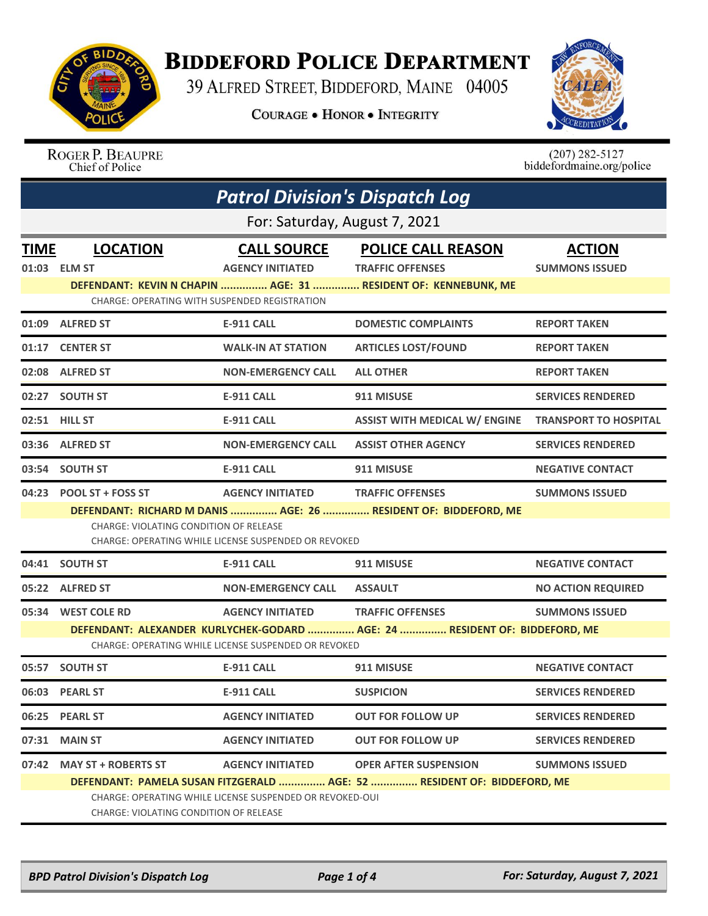# Biddeford Police Department

39 Alfred Street, Biddeford, Maine 04005

Courage • Honor • Integrity

Roger P. Beaupre
Chief of Police

(207) 282-5127
biddefordmaine.org/police

## Patrol Division's Dispatch Log

For: Saturday, August 7, 2021

| TIME | LOCATION | CALL SOURCE | POLICE CALL REASON | ACTION |
|---|---|---|---|---|
| 01:03 | ELM ST | AGENCY INITIATED | TRAFFIC OFFENSES | SUMMONS ISSUED |
| | DEFENDANT: KEVIN N CHAPIN ............... AGE: 31 ............... RESIDENT OF: KENNEBUNK, ME | | | |
| | CHARGE: OPERATING WITH SUSPENDED REGISTRATION | | | |
| 01:09 | ALFRED ST | E-911 CALL | DOMESTIC COMPLAINTS | REPORT TAKEN |
| 01:17 | CENTER ST | WALK-IN AT STATION | ARTICLES LOST/FOUND | REPORT TAKEN |
| 02:08 | ALFRED ST | NON-EMERGENCY CALL | ALL OTHER | REPORT TAKEN |
| 02:27 | SOUTH ST | E-911 CALL | 911 MISUSE | SERVICES RENDERED |
| 02:51 | HILL ST | E-911 CALL | ASSIST WITH MEDICAL W/ ENGINE | TRANSPORT TO HOSPITAL |
| 03:36 | ALFRED ST | NON-EMERGENCY CALL | ASSIST OTHER AGENCY | SERVICES RENDERED |
| 03:54 | SOUTH ST | E-911 CALL | 911 MISUSE | NEGATIVE CONTACT |
| 04:23 | POOL ST + FOSS ST | AGENCY INITIATED | TRAFFIC OFFENSES | SUMMONS ISSUED |
| | DEFENDANT: RICHARD M DANIS ............... AGE: 26 ............... RESIDENT OF: BIDDEFORD, ME | | | |
| | CHARGE: VIOLATING CONDITION OF RELEASE<br>CHARGE: OPERATING WHILE LICENSE SUSPENDED OR REVOKED | | | |
| 04:41 | SOUTH ST | E-911 CALL | 911 MISUSE | NEGATIVE CONTACT |
| 05:22 | ALFRED ST | NON-EMERGENCY CALL | ASSAULT | NO ACTION REQUIRED |
| 05:34 | WEST COLE RD | AGENCY INITIATED | TRAFFIC OFFENSES | SUMMONS ISSUED |
| | DEFENDANT: ALEXANDER KURLYCHEK-GODARD ............... AGE: 24 ............... RESIDENT OF: BIDDEFORD, ME | | | |
| | CHARGE: OPERATING WHILE LICENSE SUSPENDED OR REVOKED | | | |
| 05:57 | SOUTH ST | E-911 CALL | 911 MISUSE | NEGATIVE CONTACT |
| 06:03 | PEARL ST | E-911 CALL | SUSPICION | SERVICES RENDERED |
| 06:25 | PEARL ST | AGENCY INITIATED | OUT FOR FOLLOW UP | SERVICES RENDERED |
| 07:31 | MAIN ST | AGENCY INITIATED | OUT FOR FOLLOW UP | SERVICES RENDERED |
| 07:42 | MAY ST + ROBERTS ST | AGENCY INITIATED | OPER AFTER SUSPENSION | SUMMONS ISSUED |
| | DEFENDANT: PAMELA SUSAN FITZGERALD ............... AGE: 52 ............... RESIDENT OF: BIDDEFORD, ME | | | |
| | CHARGE: OPERATING WHILE LICENSE SUSPENDED OR REVOKED-OUI<br>CHARGE: VIOLATING CONDITION OF RELEASE | | | |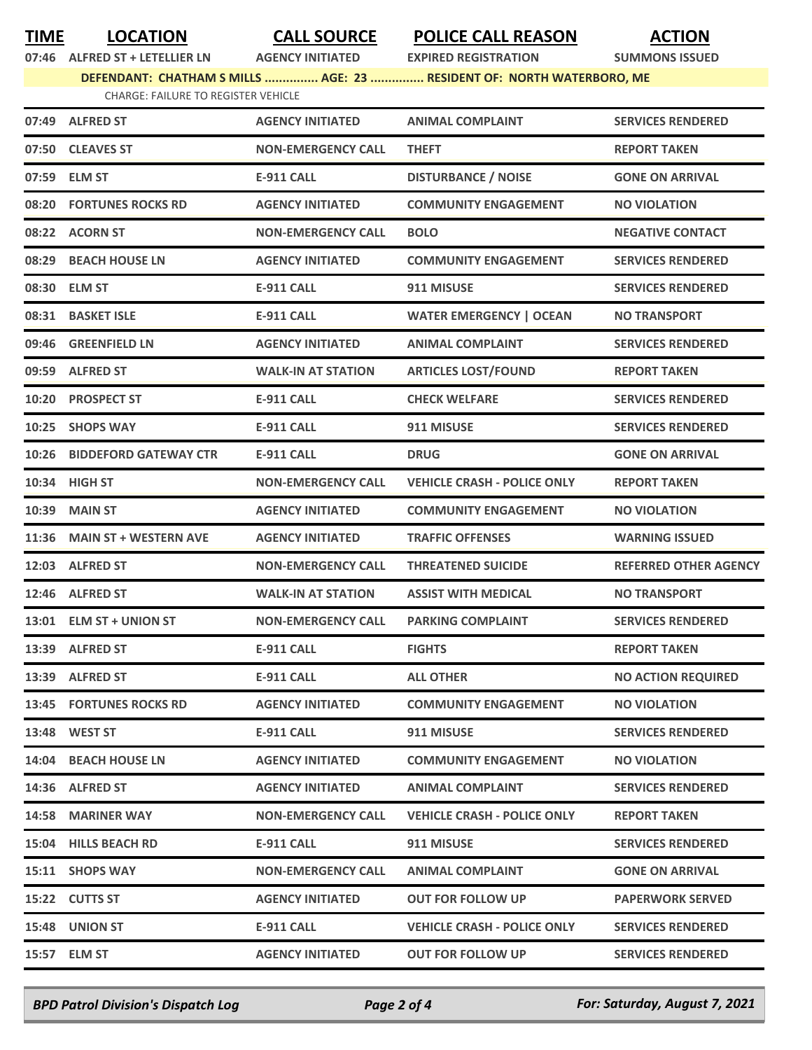| TIME | LOCATION | CALL SOURCE | POLICE CALL REASON | ACTION |
|---|---|---|---|---|
| 07:46 | ALFRED ST + LETELLIER LN | AGENCY INITIATED | EXPIRED REGISTRATION | SUMMONS ISSUED |
| | DEFENDANT: CHATHAM S MILLS ............... AGE: 23 ............... RESIDENT OF: NORTH WATERBORO, ME | | | |
| | CHARGE: FAILURE TO REGISTER VEHICLE | | | |
| 07:49 | ALFRED ST | AGENCY INITIATED | ANIMAL COMPLAINT | SERVICES RENDERED |
| 07:50 | CLEAVES ST | NON-EMERGENCY CALL | THEFT | REPORT TAKEN |
| 07:59 | ELM ST | E-911 CALL | DISTURBANCE / NOISE | GONE ON ARRIVAL |
| 08:20 | FORTUNES ROCKS RD | AGENCY INITIATED | COMMUNITY ENGAGEMENT | NO VIOLATION |
| 08:22 | ACORN ST | NON-EMERGENCY CALL | BOLO | NEGATIVE CONTACT |
| 08:29 | BEACH HOUSE LN | AGENCY INITIATED | COMMUNITY ENGAGEMENT | SERVICES RENDERED |
| 08:30 | ELM ST | E-911 CALL | 911 MISUSE | SERVICES RENDERED |
| 08:31 | BASKET ISLE | E-911 CALL | WATER EMERGENCY \| OCEAN | NO TRANSPORT |
| 09:46 | GREENFIELD LN | AGENCY INITIATED | ANIMAL COMPLAINT | SERVICES RENDERED |
| 09:59 | ALFRED ST | WALK-IN AT STATION | ARTICLES LOST/FOUND | REPORT TAKEN |
| 10:20 | PROSPECT ST | E-911 CALL | CHECK WELFARE | SERVICES RENDERED |
| 10:25 | SHOPS WAY | E-911 CALL | 911 MISUSE | SERVICES RENDERED |
| 10:26 | BIDDEFORD GATEWAY CTR | E-911 CALL | DRUG | GONE ON ARRIVAL |
| 10:34 | HIGH ST | NON-EMERGENCY CALL | VEHICLE CRASH - POLICE ONLY | REPORT TAKEN |
| 10:39 | MAIN ST | AGENCY INITIATED | COMMUNITY ENGAGEMENT | NO VIOLATION |
| 11:36 | MAIN ST + WESTERN AVE | AGENCY INITIATED | TRAFFIC OFFENSES | WARNING ISSUED |
| 12:03 | ALFRED ST | NON-EMERGENCY CALL | THREATENED SUICIDE | REFERRED OTHER AGENCY |
| 12:46 | ALFRED ST | WALK-IN AT STATION | ASSIST WITH MEDICAL | NO TRANSPORT |
| 13:01 | ELM ST + UNION ST | NON-EMERGENCY CALL | PARKING COMPLAINT | SERVICES RENDERED |
| 13:39 | ALFRED ST | E-911 CALL | FIGHTS | REPORT TAKEN |
| 13:39 | ALFRED ST | E-911 CALL | ALL OTHER | NO ACTION REQUIRED |
| 13:45 | FORTUNES ROCKS RD | AGENCY INITIATED | COMMUNITY ENGAGEMENT | NO VIOLATION |
| 13:48 | WEST ST | E-911 CALL | 911 MISUSE | SERVICES RENDERED |
| 14:04 | BEACH HOUSE LN | AGENCY INITIATED | COMMUNITY ENGAGEMENT | NO VIOLATION |
| 14:36 | ALFRED ST | AGENCY INITIATED | ANIMAL COMPLAINT | SERVICES RENDERED |
| 14:58 | MARINER WAY | NON-EMERGENCY CALL | VEHICLE CRASH - POLICE ONLY | REPORT TAKEN |
| 15:04 | HILLS BEACH RD | E-911 CALL | 911 MISUSE | SERVICES RENDERED |
| 15:11 | SHOPS WAY | NON-EMERGENCY CALL | ANIMAL COMPLAINT | GONE ON ARRIVAL |
| 15:22 | CUTTS ST | AGENCY INITIATED | OUT FOR FOLLOW UP | PAPERWORK SERVED |
| 15:48 | UNION ST | E-911 CALL | VEHICLE CRASH - POLICE ONLY | SERVICES RENDERED |
| 15:57 | ELM ST | AGENCY INITIATED | OUT FOR FOLLOW UP | SERVICES RENDERED |

*BPD Patrol Division's Dispatch Log* — *For: Saturday, August 7, 2021*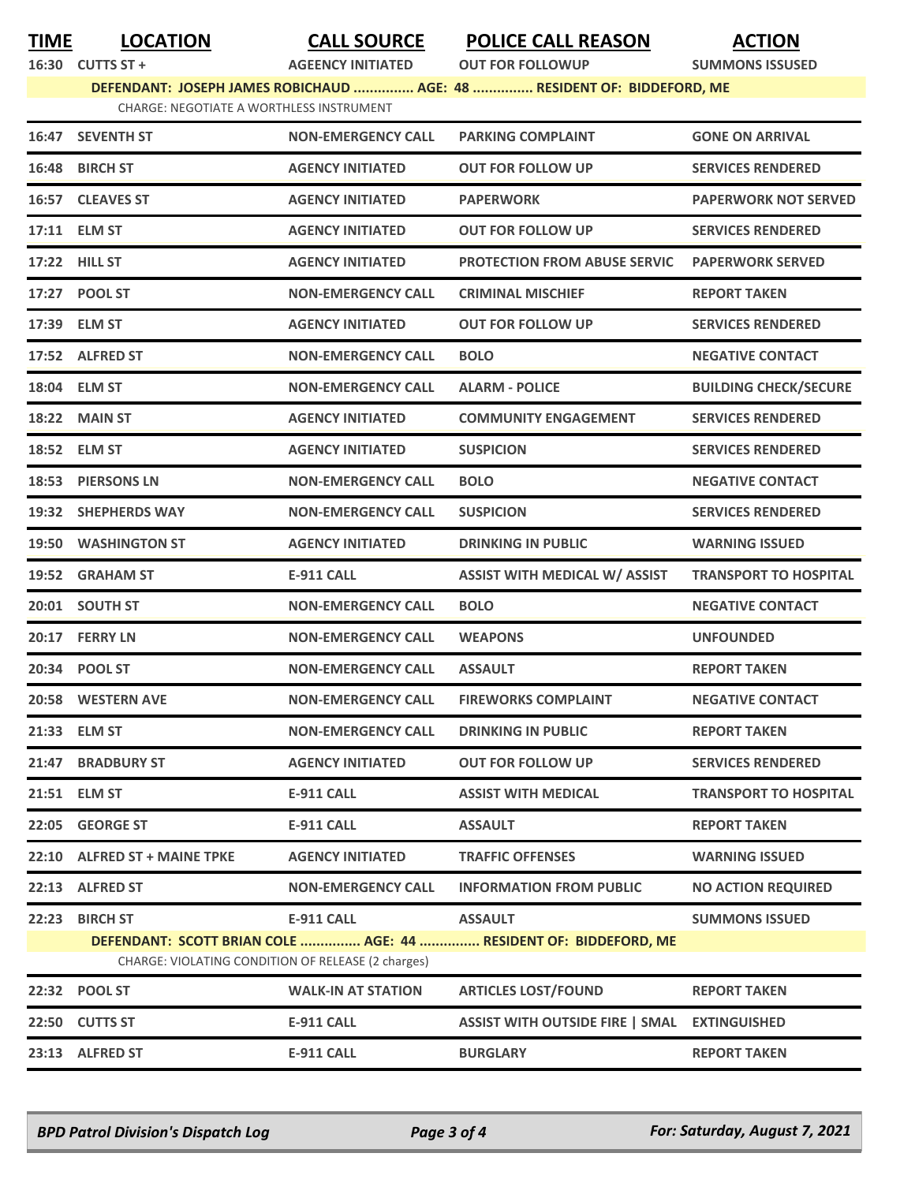| TIME | LOCATION | CALL SOURCE | POLICE CALL REASON | ACTION |
|---|---|---|---|---|
| 16:30 | CUTTS ST + | AGENCY INITIATED | OUT FOR FOLLOWUP | SUMMONS ISSUED |
| | DEFENDANT: JOSEPH JAMES ROBICHAUD ............... AGE: 48 ............... RESIDENT OF: BIDDEFORD, ME | | | |
| | CHARGE: NEGOTIATE A WORTHLESS INSTRUMENT | | | |
| 16:47 | SEVENTH ST | NON-EMERGENCY CALL | PARKING COMPLAINT | GONE ON ARRIVAL |
| 16:48 | BIRCH ST | AGENCY INITIATED | OUT FOR FOLLOW UP | SERVICES RENDERED |
| 16:57 | CLEAVES ST | AGENCY INITIATED | PAPERWORK | PAPERWORK NOT SERVED |
| 17:11 | ELM ST | AGENCY INITIATED | OUT FOR FOLLOW UP | SERVICES RENDERED |
| 17:22 | HILL ST | AGENCY INITIATED | PROTECTION FROM ABUSE SERVIC | PAPERWORK SERVED |
| 17:27 | POOL ST | NON-EMERGENCY CALL | CRIMINAL MISCHIEF | REPORT TAKEN |
| 17:39 | ELM ST | AGENCY INITIATED | OUT FOR FOLLOW UP | SERVICES RENDERED |
| 17:52 | ALFRED ST | NON-EMERGENCY CALL | BOLO | NEGATIVE CONTACT |
| 18:04 | ELM ST | NON-EMERGENCY CALL | ALARM - POLICE | BUILDING CHECK/SECURE |
| 18:22 | MAIN ST | AGENCY INITIATED | COMMUNITY ENGAGEMENT | SERVICES RENDERED |
| 18:52 | ELM ST | AGENCY INITIATED | SUSPICION | SERVICES RENDERED |
| 18:53 | PIERSONS LN | NON-EMERGENCY CALL | BOLO | NEGATIVE CONTACT |
| 19:32 | SHEPHERDS WAY | NON-EMERGENCY CALL | SUSPICION | SERVICES RENDERED |
| 19:50 | WASHINGTON ST | AGENCY INITIATED | DRINKING IN PUBLIC | WARNING ISSUED |
| 19:52 | GRAHAM ST | E-911 CALL | ASSIST WITH MEDICAL W/ ASSIST | TRANSPORT TO HOSPITAL |
| 20:01 | SOUTH ST | NON-EMERGENCY CALL | BOLO | NEGATIVE CONTACT |
| 20:17 | FERRY LN | NON-EMERGENCY CALL | WEAPONS | UNFOUNDED |
| 20:34 | POOL ST | NON-EMERGENCY CALL | ASSAULT | REPORT TAKEN |
| 20:58 | WESTERN AVE | NON-EMERGENCY CALL | FIREWORKS COMPLAINT | NEGATIVE CONTACT |
| 21:33 | ELM ST | NON-EMERGENCY CALL | DRINKING IN PUBLIC | REPORT TAKEN |
| 21:47 | BRADBURY ST | AGENCY INITIATED | OUT FOR FOLLOW UP | SERVICES RENDERED |
| 21:51 | ELM ST | E-911 CALL | ASSIST WITH MEDICAL | TRANSPORT TO HOSPITAL |
| 22:05 | GEORGE ST | E-911 CALL | ASSAULT | REPORT TAKEN |
| 22:10 | ALFRED ST + MAINE TPKE | AGENCY INITIATED | TRAFFIC OFFENSES | WARNING ISSUED |
| 22:13 | ALFRED ST | NON-EMERGENCY CALL | INFORMATION FROM PUBLIC | NO ACTION REQUIRED |
| 22:23 | BIRCH ST | E-911 CALL | ASSAULT | SUMMONS ISSUED |
| | DEFENDANT: SCOTT BRIAN COLE ............... AGE: 44 ............... RESIDENT OF: BIDDEFORD, ME | | | |
| | CHARGE: VIOLATING CONDITION OF RELEASE (2 charges) | | | |
| 22:32 | POOL ST | WALK-IN AT STATION | ARTICLES LOST/FOUND | REPORT TAKEN |
| 22:50 | CUTTS ST | E-911 CALL | ASSIST WITH OUTSIDE FIRE \| SMAL | EXTINGUISHED |
| 23:13 | ALFRED ST | E-911 CALL | BURGLARY | REPORT TAKEN |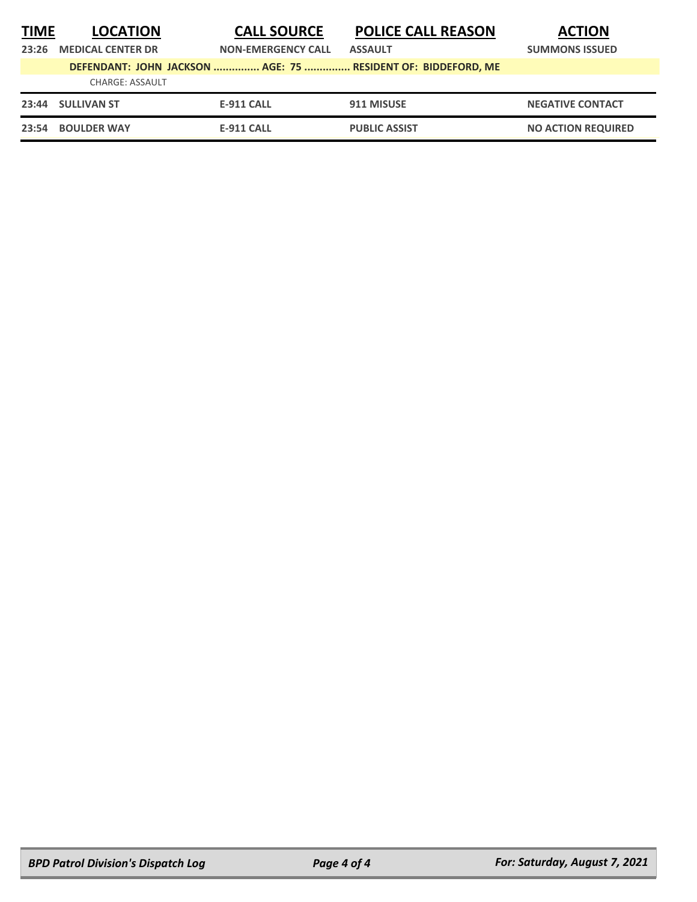| TIME | LOCATION | CALL SOURCE | POLICE CALL REASON | ACTION |
|---|---|---|---|---|
| 23:26 | MEDICAL CENTER DR | NON-EMERGENCY CALL | ASSAULT | SUMMONS ISSUED |
| | DEFENDANT: JOHN JACKSON ............... AGE: 75 ............... RESIDENT OF: BIDDEFORD, ME | | | |
| | CHARGE: ASSAULT | | | |
| 23:44 | SULLIVAN ST | E-911 CALL | 911 MISUSE | NEGATIVE CONTACT |
| 23:54 | BOULDER WAY | E-911 CALL | PUBLIC ASSIST | NO ACTION REQUIRED |

*BPD Patrol Division's Dispatch Log* — *For: Saturday, August 7, 2021*